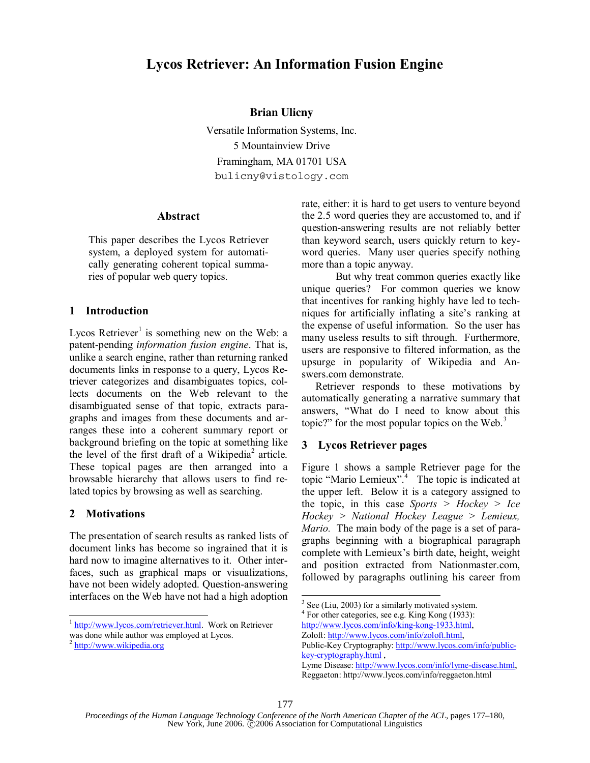# Lycos Retriever: An Information Fusion Engine

**Brian Ulicny**

Versatile Information Systems, Inc.
5 Mountainview Drive
Framingham, MA 01701 USA
bulicny@vistology.com

## Abstract

This paper describes the Lycos Retriever system, a deployed system for automatically generating coherent topical summaries of popular web query topics.

## 1 Introduction

Lycos Retriever[1] is something new on the Web: a patent-pending *information fusion engine*. That is, unlike a search engine, rather than returning ranked documents links in response to a query, Lycos Retriever categorizes and disambiguates topics, collects documents on the Web relevant to the disambiguated sense of that topic, extracts paragraphs and images from these documents and arranges these into a coherent summary report or background briefing on the topic at something like the level of the first draft of a Wikipedia[2] article. These topical pages are then arranged into a browsable hierarchy that allows users to find related topics by browsing as well as searching.

## 2 Motivations

The presentation of search results as ranked lists of document links has become so ingrained that it is hard now to imagine alternatives to it. Other interfaces, such as graphical maps or visualizations, have not been widely adopted. Question-answering interfaces on the Web have not had a high adoption rate, either: it is hard to get users to venture beyond the 2.5 word queries they are accustomed to, and if question-answering results are not reliably better than keyword search, users quickly return to keyword queries. Many user queries specify nothing more than a topic anyway.

But why treat common queries exactly like unique queries? For common queries we know that incentives for ranking highly have led to techniques for artificially inflating a site's ranking at the expense of useful information. So the user has many useless results to sift through. Furthermore, users are responsive to filtered information, as the upsurge in popularity of Wikipedia and Answers.com demonstrate.

Retriever responds to these motivations by automatically generating a narrative summary that answers, "What do I need to know about this topic?" for the most popular topics on the Web.[3]

## 3 Lycos Retriever pages

Figure 1 shows a sample Retriever page for the topic "Mario Lemieux".[4] The topic is indicated at the upper left. Below it is a category assigned to the topic, in this case *Sports > Hockey > Ice Hockey > National Hockey League > Lemieux, Mario*. The main body of the page is a set of paragraphs beginning with a biographical paragraph complete with Lemieux's birth date, height, weight and position extracted from Nationmaster.com, followed by paragraphs outlining his career from

---

[1] http://www.lycos.com/retriever.html. Work on Retriever was done while author was employed at Lycos.

[2] http://www.wikipedia.org

[3] See (Liu, 2003) for a similarly motivated system.

[4] For other categories, see e.g. King Kong (1933): http://www.lycos.com/info/king-kong-1933.html, Zoloft: http://www.lycos.com/info/zoloft.html, Public-Key Cryptography: http://www.lycos.com/info/public-key-cryptography.html , Lyme Disease: http://www.lycos.com/info/lyme-disease.html, Reggaeton: http://www.lycos.com/info/reggaeton.html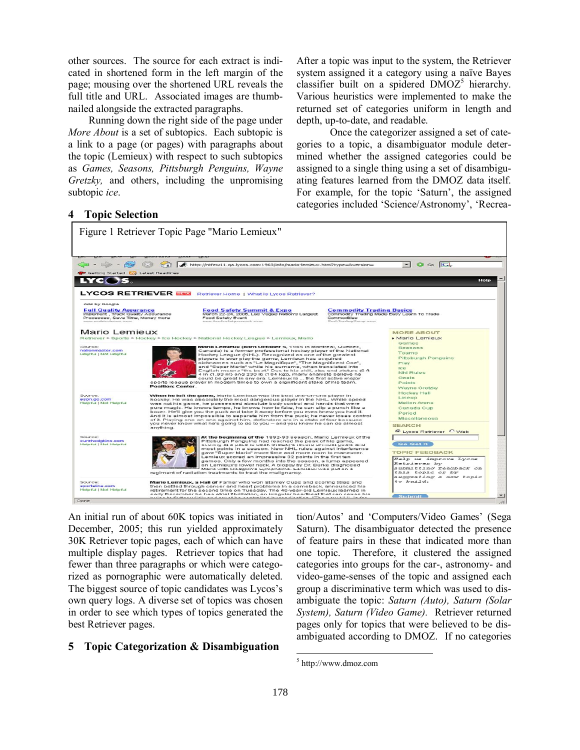other sources. The source for each extract is indicated in shortened form in the left margin of the page; mousing over the shortened URL reveals the full title and URL. Associated images are thumbnailed alongside the extracted paragraphs.

Running down the right side of the page under *More About* is a set of subtopics. Each subtopic is a link to a page (or pages) with paragraphs about the topic (Lemieux) with respect to such subtopics as *Games, Seasons, Pittsburgh Penguins, Wayne Gretzky,* and others, including the unpromising subtopic *ice*.

## 4 Topic Selection

Figure 1 Retriever Topic Page "Mario Lemieux"

An initial run of about 60K topics was initiated in December, 2005; this run yielded approximately 30K Retriever topic pages, each of which can have multiple display pages. Retriever topics that had fewer than three paragraphs or which were categorized as pornographic were automatically deleted. The biggest source of topic candidates was Lycos's own query logs. A diverse set of topics was chosen in order to see which types of topics generated the best Retriever pages.

## 5 Topic Categorization & Disambiguation

After a topic was input to the system, the Retriever system assigned it a category using a naïve Bayes classifier built on a spidered DMOZ[5] hierarchy. Various heuristics were implemented to make the returned set of categories uniform in length and depth, up-to-date, and readable.

Once the categorizer assigned a set of categories to a topic, a disambiguator module determined whether the assigned categories could be assigned to a single thing using a set of disambiguating features learned from the DMOZ data itself. For example, for the topic 'Saturn', the assigned categories included 'Science/Astronomy', 'Recreation/Autos' and 'Computers/Video Games' (Sega Saturn). The disambiguator detected the presence of feature pairs in these that indicated more than one topic. Therefore, it clustered the assigned categories into groups for the car-, astronomy- and video-game-senses of the topic and assigned each group a discriminative term which was used to disambiguate the topic: *Saturn (Auto), Saturn (Solar System), Saturn (Video Game).* Retriever returned pages only for topics that were believed to be disambiguated according to DMOZ. If no categories

[5] http://www.dmoz.com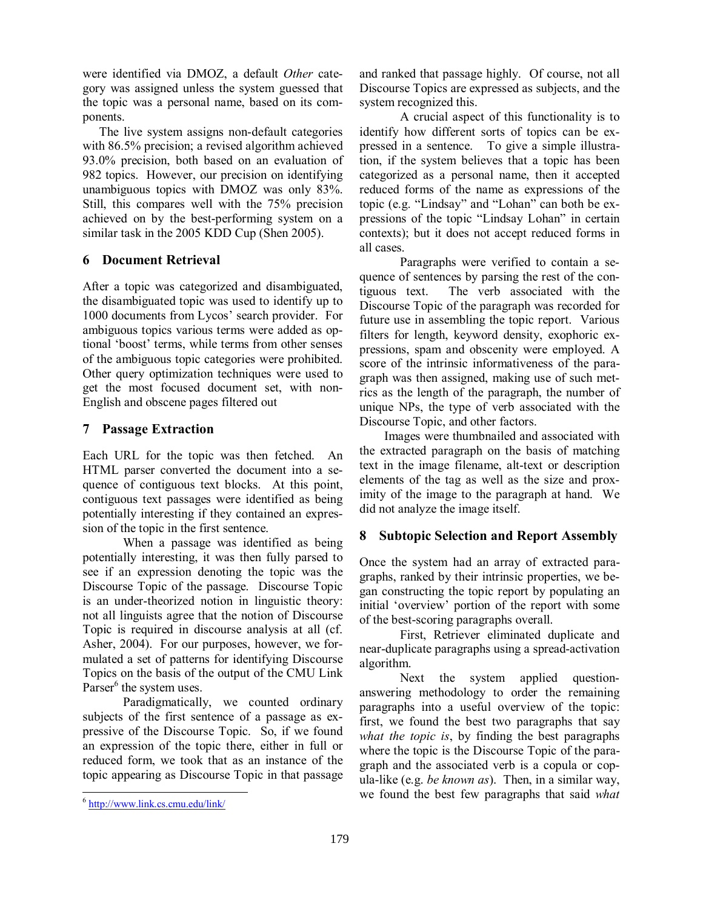were identified via DMOZ, a default *Other* category was assigned unless the system guessed that the topic was a personal name, based on its components.

The live system assigns non-default categories with 86.5% precision; a revised algorithm achieved 93.0% precision, both based on an evaluation of 982 topics. However, our precision on identifying unambiguous topics with DMOZ was only 83%. Still, this compares well with the 75% precision achieved on by the best-performing system on a similar task in the 2005 KDD Cup (Shen 2005).

## 6 Document Retrieval

After a topic was categorized and disambiguated, the disambiguated topic was used to identify up to 1000 documents from Lycos' search provider. For ambiguous topics various terms were added as optional 'boost' terms, while terms from other senses of the ambiguous topic categories were prohibited. Other query optimization techniques were used to get the most focused document set, with non-English and obscene pages filtered out

## 7 Passage Extraction

Each URL for the topic was then fetched. An HTML parser converted the document into a sequence of contiguous text blocks. At this point, contiguous text passages were identified as being potentially interesting if they contained an expression of the topic in the first sentence.

When a passage was identified as being potentially interesting, it was then fully parsed to see if an expression denoting the topic was the Discourse Topic of the passage. Discourse Topic is an under-theorized notion in linguistic theory: not all linguists agree that the notion of Discourse Topic is required in discourse analysis at all (cf. Asher, 2004). For our purposes, however, we formulated a set of patterns for identifying Discourse Topics on the basis of the output of the CMU Link Parser[6] the system uses.

Paradigmatically, we counted ordinary subjects of the first sentence of a passage as expressive of the Discourse Topic. So, if we found an expression of the topic there, either in full or reduced form, we took that as an instance of the topic appearing as Discourse Topic in that passage and ranked that passage highly. Of course, not all Discourse Topics are expressed as subjects, and the system recognized this.

A crucial aspect of this functionality is to identify how different sorts of topics can be expressed in a sentence. To give a simple illustration, if the system believes that a topic has been categorized as a personal name, then it accepted reduced forms of the name as expressions of the topic (e.g. "Lindsay" and "Lohan" can both be expressions of the topic "Lindsay Lohan" in certain contexts); but it does not accept reduced forms in all cases.

Paragraphs were verified to contain a sequence of sentences by parsing the rest of the contiguous text. The verb associated with the Discourse Topic of the paragraph was recorded for future use in assembling the topic report. Various filters for length, keyword density, exophoric expressions, spam and obscenity were employed. A score of the intrinsic informativeness of the paragraph was then assigned, making use of such metrics as the length of the paragraph, the number of unique NPs, the type of verb associated with the Discourse Topic, and other factors.

Images were thumbnailed and associated with the extracted paragraph on the basis of matching text in the image filename, alt-text or description elements of the tag as well as the size and proximity of the image to the paragraph at hand. We did not analyze the image itself.

## 8 Subtopic Selection and Report Assembly

Once the system had an array of extracted paragraphs, ranked by their intrinsic properties, we began constructing the topic report by populating an initial 'overview' portion of the report with some of the best-scoring paragraphs overall.

First, Retriever eliminated duplicate and near-duplicate paragraphs using a spread-activation algorithm.

Next the system applied question-answering methodology to order the remaining paragraphs into a useful overview of the topic: first, we found the best two paragraphs that say *what the topic is*, by finding the best paragraphs where the topic is the Discourse Topic of the paragraph and the associated verb is a copula or copula-like (e.g. *be known as*). Then, in a similar way, we found the best few paragraphs that said *what*

[6] http://www.link.cs.cmu.edu/link/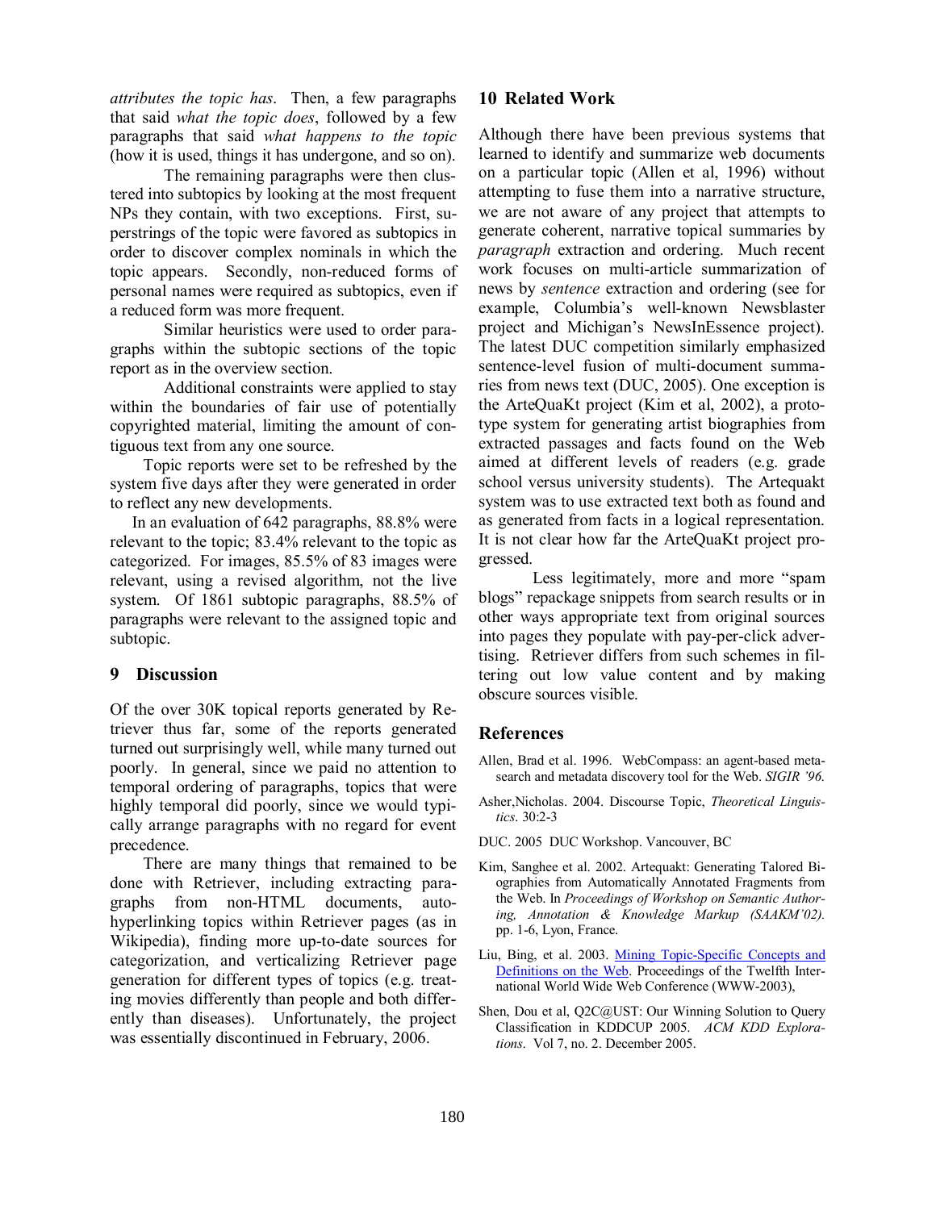*attributes the topic has*. Then, a few paragraphs that said *what the topic does*, followed by a few paragraphs that said *what happens to the topic* (how it is used, things it has undergone, and so on).

The remaining paragraphs were then clustered into subtopics by looking at the most frequent NPs they contain, with two exceptions. First, superstrings of the topic were favored as subtopics in order to discover complex nominals in which the topic appears. Secondly, non-reduced forms of personal names were required as subtopics, even if a reduced form was more frequent.

Similar heuristics were used to order paragraphs within the subtopic sections of the topic report as in the overview section.

Additional constraints were applied to stay within the boundaries of fair use of potentially copyrighted material, limiting the amount of contiguous text from any one source.

Topic reports were set to be refreshed by the system five days after they were generated in order to reflect any new developments.

In an evaluation of 642 paragraphs, 88.8% were relevant to the topic; 83.4% relevant to the topic as categorized. For images, 85.5% of 83 images were relevant, using a revised algorithm, not the live system. Of 1861 subtopic paragraphs, 88.5% of paragraphs were relevant to the assigned topic and subtopic.

## 9 Discussion

Of the over 30K topical reports generated by Retriever thus far, some of the reports generated turned out surprisingly well, while many turned out poorly. In general, since we paid no attention to temporal ordering of paragraphs, topics that were highly temporal did poorly, since we would typically arrange paragraphs with no regard for event precedence.

There are many things that remained to be done with Retriever, including extracting paragraphs from non-HTML documents, auto-hyperlinking topics within Retriever pages (as in Wikipedia), finding more up-to-date sources for categorization, and verticalizing Retriever page generation for different types of topics (e.g. treating movies differently than people and both differently than diseases). Unfortunately, the project was essentially discontinued in February, 2006.

## 10 Related Work

Although there have been previous systems that learned to identify and summarize web documents on a particular topic (Allen et al, 1996) without attempting to fuse them into a narrative structure, we are not aware of any project that attempts to generate coherent, narrative topical summaries by *paragraph* extraction and ordering. Much recent work focuses on multi-article summarization of news by *sentence* extraction and ordering (see for example, Columbia's well-known Newsblaster project and Michigan's NewsInEssence project). The latest DUC competition similarly emphasized sentence-level fusion of multi-document summaries from news text (DUC, 2005). One exception is the ArteQuaKt project (Kim et al, 2002), a prototype system for generating artist biographies from extracted passages and facts found on the Web aimed at different levels of readers (e.g. grade school versus university students). The Artequakt system was to use extracted text both as found and as generated from facts in a logical representation. It is not clear how far the ArteQuaKt project progressed.

Less legitimately, more and more "spam blogs" repackage snippets from search results or in other ways appropriate text from original sources into pages they populate with pay-per-click advertising. Retriever differs from such schemes in filtering out low value content and by making obscure sources visible.

## References

Allen, Brad et al. 1996. WebCompass: an agent-based metasearch and metadata discovery tool for the Web. *SIGIR '96.*

Asher,Nicholas. 2004. Discourse Topic, *Theoretical Linguistics*. 30:2-3

DUC. 2005 DUC Workshop. Vancouver, BC

Kim, Sanghee et al. 2002. Artequakt: Generating Talored Biographies from Automatically Annotated Fragments from the Web. In *Proceedings of Workshop on Semantic Authoring, Annotation & Knowledge Markup (SAAKM'02).* pp. 1-6, Lyon, France.

Liu, Bing, et al. 2003. Mining Topic-Specific Concepts and Definitions on the Web. Proceedings of the Twelfth International World Wide Web Conference (WWW-2003),

Shen, Dou et al, Q2C@UST: Our Winning Solution to Query Classification in KDDCUP 2005. *ACM KDD Explorations*. Vol 7, no. 2. December 2005.